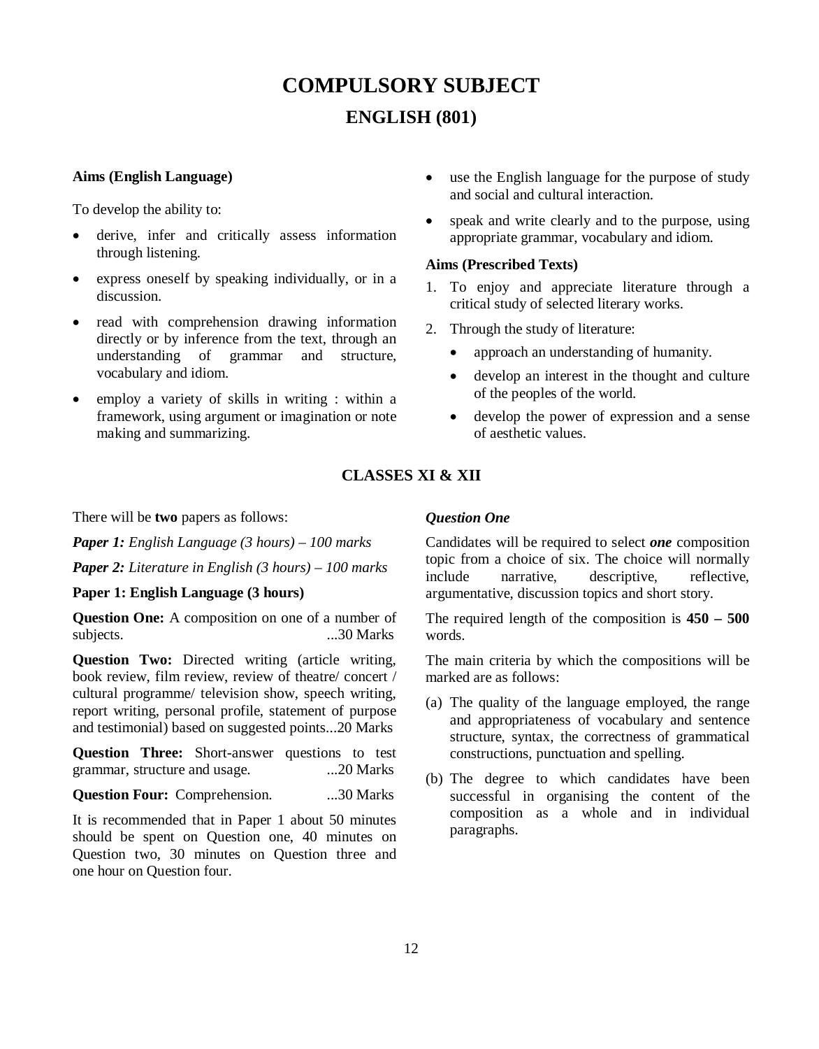# COMPULSORY SUBJECT

## ENGLISH (801)

**Aims (English Language)**

To develop the ability to:

- derive, infer and critically assess information through listening.
- express oneself by speaking individually, or in a discussion.
- read with comprehension drawing information directly or by inference from the text, through an understanding of grammar and structure, vocabulary and idiom.
- employ a variety of skills in writing : within a framework, using argument or imagination or note making and summarizing.
- use the English language for the purpose of study and social and cultural interaction.
- speak and write clearly and to the purpose, using appropriate grammar, vocabulary and idiom.

**Aims (Prescribed Texts)**

1. To enjoy and appreciate literature through a critical study of selected literary works.
2. Through the study of literature:
   - approach an understanding of humanity.
   - develop an interest in the thought and culture of the peoples of the world.
   - develop the power of expression and a sense of aesthetic values.

## CLASSES XI & XII

There will be **two** papers as follows:

***Paper 1:*** *English Language (3 hours) – 100 marks*

***Paper 2:*** *Literature in English (3 hours) – 100 marks*

**Paper 1: English Language (3 hours)**

**Question One:** A composition on one of a number of subjects. ...30 Marks

**Question Two:** Directed writing (article writing, book review, film review, review of theatre/ concert / cultural programme/ television show, speech writing, report writing, personal profile, statement of purpose and testimonial) based on suggested points...20 Marks

**Question Three:** Short-answer questions to test grammar, structure and usage. ...20 Marks

**Question Four:** Comprehension. ...30 Marks

It is recommended that in Paper 1 about 50 minutes should be spent on Question one, 40 minutes on Question two, 30 minutes on Question three and one hour on Question four.

***Question One***

Candidates will be required to select ***one*** composition topic from a choice of six. The choice will normally include narrative, descriptive, reflective, argumentative, discussion topics and short story.

The required length of the composition is **450 – 500** words.

The main criteria by which the compositions will be marked are as follows:

(a) The quality of the language employed, the range and appropriateness of vocabulary and sentence structure, syntax, the correctness of grammatical constructions, punctuation and spelling.

(b) The degree to which candidates have been successful in organising the content of the composition as a whole and in individual paragraphs.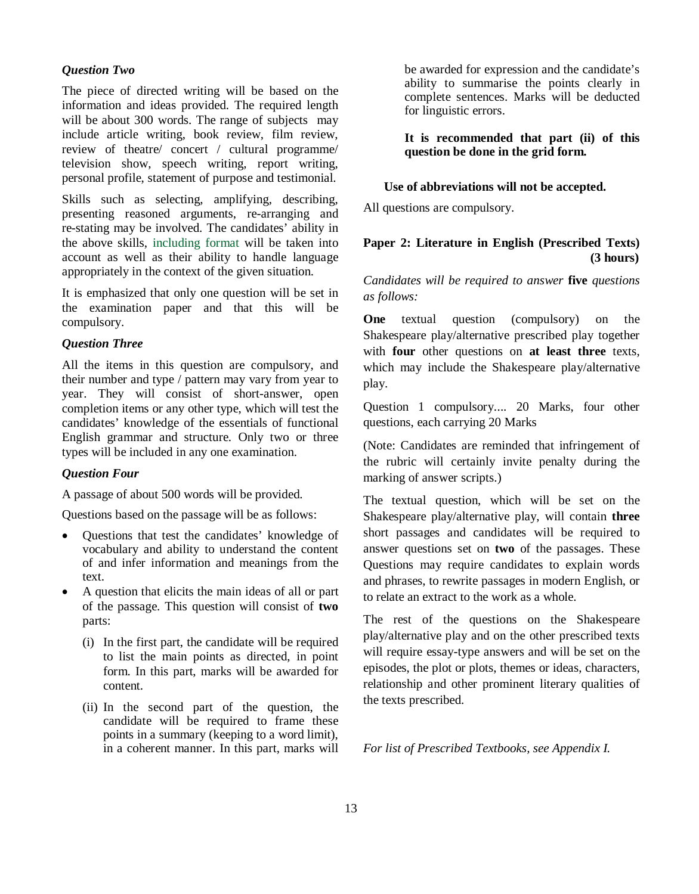### *Question Two*

The piece of directed writing will be based on the information and ideas provided. The required length will be about 300 words. The range of subjects may include article writing, book review, film review, review of theatre/ concert / cultural programme/ television show, speech writing, report writing, personal profile, statement of purpose and testimonial.

Skills such as selecting, amplifying, describing, presenting reasoned arguments, re-arranging and re-stating may be involved. The candidates' ability in the above skills, including format will be taken into account as well as their ability to handle language appropriately in the context of the given situation.

It is emphasized that only one question will be set in the examination paper and that this will be compulsory.

### *Question Three*

All the items in this question are compulsory, and their number and type / pattern may vary from year to year. They will consist of short-answer, open completion items or any other type, which will test the candidates' knowledge of the essentials of functional English grammar and structure. Only two or three types will be included in any one examination.

### *Question Four*

A passage of about 500 words will be provided.

Questions based on the passage will be as follows:

- Questions that test the candidates' knowledge of vocabulary and ability to understand the content of and infer information and meanings from the text.
- A question that elicits the main ideas of all or part of the passage. This question will consist of **two** parts:
  - (i) In the first part, the candidate will be required to list the main points as directed, in point form. In this part, marks will be awarded for content.
  - (ii) In the second part of the question, the candidate will be required to frame these points in a summary (keeping to a word limit), in a coherent manner. In this part, marks will be awarded for expression and the candidate's ability to summarise the points clearly in complete sentences. Marks will be deducted for linguistic errors.

    **It is recommended that part (ii) of this question be done in the grid form.**

**Use of abbreviations will not be accepted.**

All questions are compulsory.

## Paper 2: Literature in English (Prescribed Texts) (3 hours)

*Candidates will be required to answer* **five** *questions as follows:*

**One** textual question (compulsory) on the Shakespeare play/alternative prescribed play together with **four** other questions on **at least three** texts, which may include the Shakespeare play/alternative play.

Question 1 compulsory.... 20 Marks, four other questions, each carrying 20 Marks

(Note: Candidates are reminded that infringement of the rubric will certainly invite penalty during the marking of answer scripts.)

The textual question, which will be set on the Shakespeare play/alternative play, will contain **three** short passages and candidates will be required to answer questions set on **two** of the passages. These Questions may require candidates to explain words and phrases, to rewrite passages in modern English, or to relate an extract to the work as a whole.

The rest of the questions on the Shakespeare play/alternative play and on the other prescribed texts will require essay-type answers and will be set on the episodes, the plot or plots, themes or ideas, characters, relationship and other prominent literary qualities of the texts prescribed.

*For list of Prescribed Textbooks, see Appendix I.*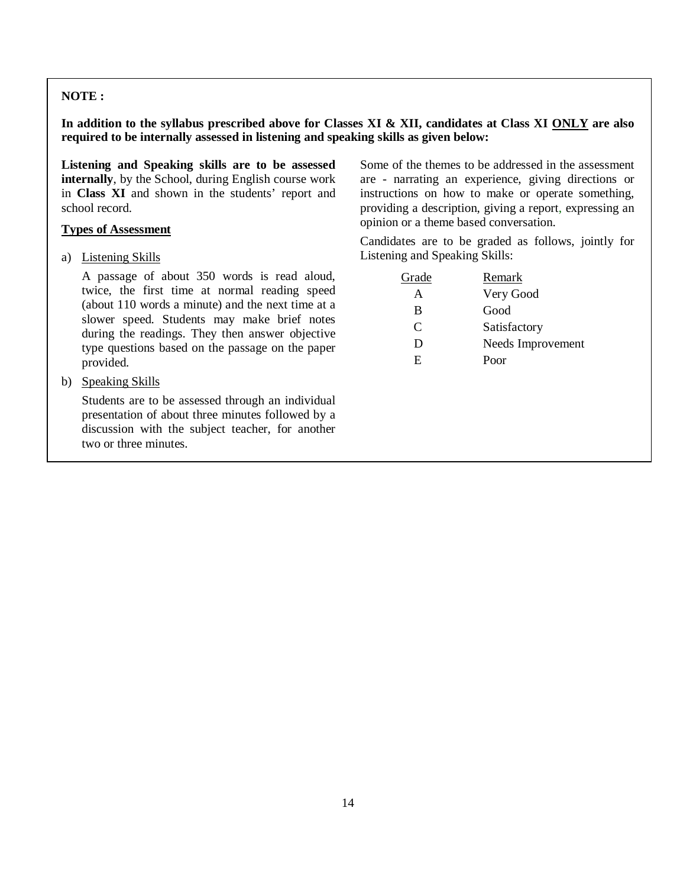**NOTE :**

**In addition to the syllabus prescribed above for Classes XI & XII, candidates at Class XI ONLY are also required to be internally assessed in listening and speaking skills as given below:**

**Listening and Speaking skills are to be assessed internally**, by the School, during English course work in **Class XI** and shown in the students' report and school record.

**Types of Assessment**

a) Listening Skills

A passage of about 350 words is read aloud, twice, the first time at normal reading speed (about 110 words a minute) and the next time at a slower speed. Students may make brief notes during the readings. They then answer objective type questions based on the passage on the paper provided.

b) Speaking Skills

Students are to be assessed through an individual presentation of about three minutes followed by a discussion with the subject teacher, for another two or three minutes.

Some of the themes to be addressed in the assessment are - narrating an experience, giving directions or instructions on how to make or operate something, providing a description, giving a report, expressing an opinion or a theme based conversation.

Candidates are to be graded as follows, jointly for Listening and Speaking Skills:

| Grade | Remark |
|---|---|
| A | Very Good |
| B | Good |
| C | Satisfactory |
| D | Needs Improvement |
| E | Poor |